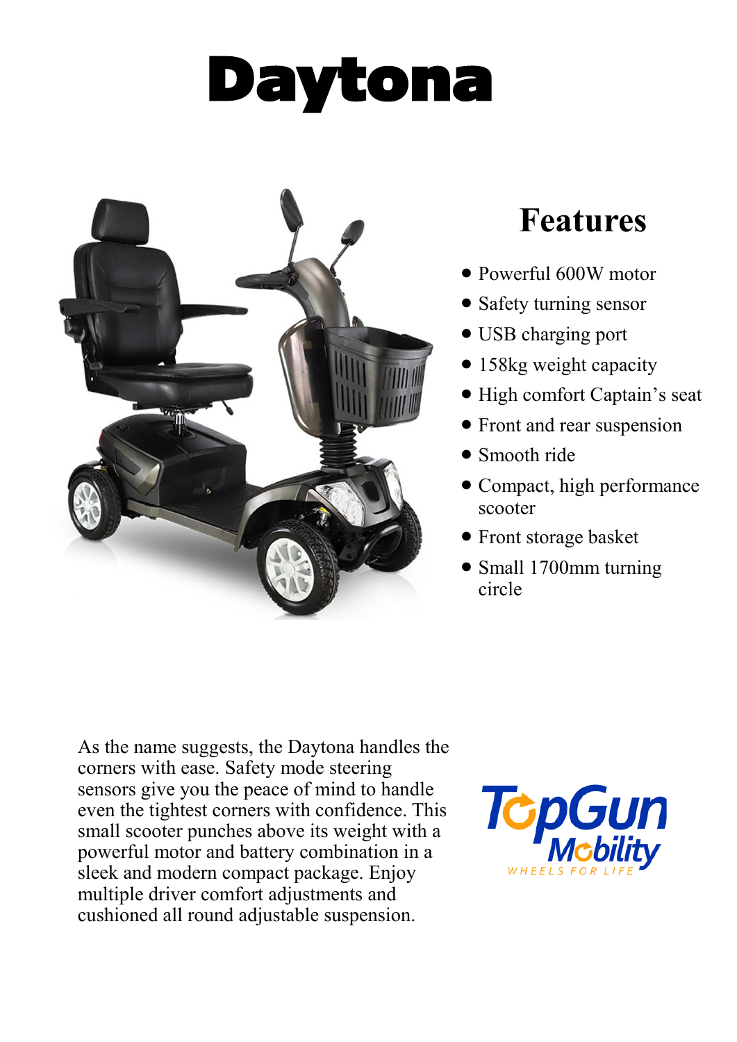# Daytona

## Features

- Powerful 600W motor
- Safety turning sensor
- USB charging port
- 158kg weight capacity
- High comfort Captain's seat
- Front and rear suspension
- Smooth ride
- Compact, high performance scooter
- Front storage basket
- Small 1700mm turning circle

As the name suggests, the Daytona handles the corners with ease. Safety mode steering sensors give you the peace of mind to handle even the tightest corners with confidence. This small scooter punches above its weight with a powerful motor and battery combination in a sleek and modern compact package. Enjoy multiple driver comfort adjustments and cushioned all round adjustable suspension.

TopGun Mobility
WHEELS FOR LIFE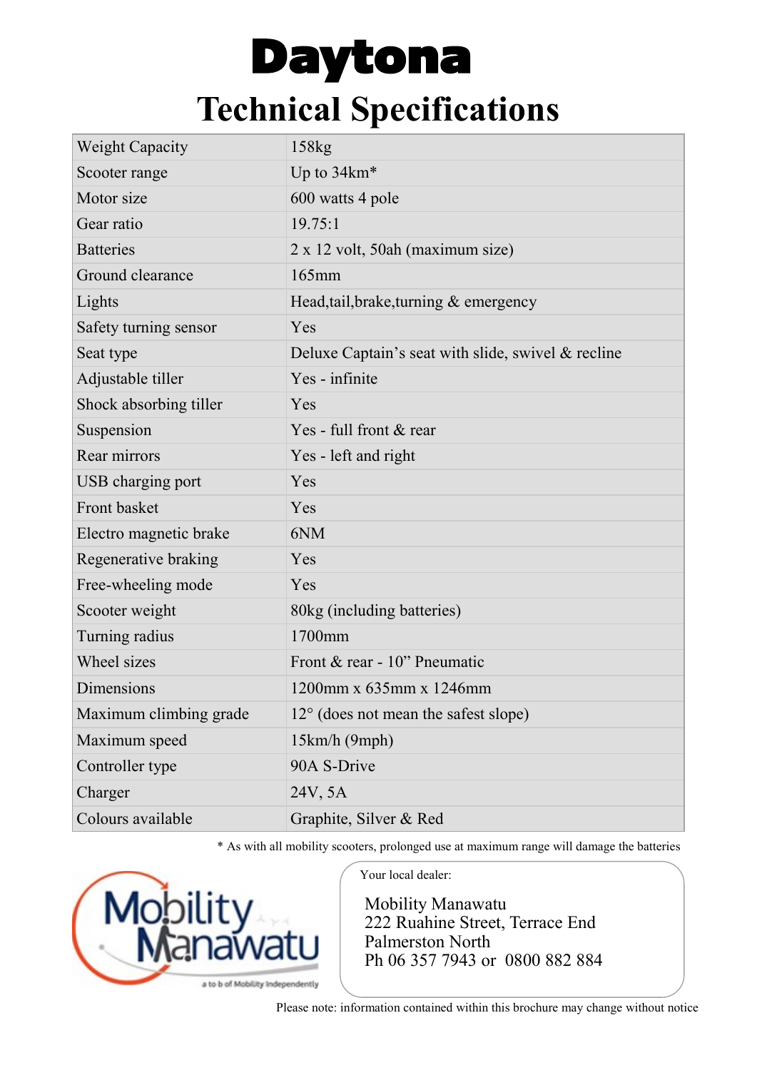# Daytona

## Technical Specifications

| | |
|---|---|
| Weight Capacity | 158kg |
| Scooter range | Up to 34km* |
| Motor size | 600 watts 4 pole |
| Gear ratio | 19.75:1 |
| Batteries | 2 x 12 volt, 50ah (maximum size) |
| Ground clearance | 165mm |
| Lights | Head,tail,brake,turning & emergency |
| Safety turning sensor | Yes |
| Seat type | Deluxe Captain's seat with slide, swivel & recline |
| Adjustable tiller | Yes - infinite |
| Shock absorbing tiller | Yes |
| Suspension | Yes - full front & rear |
| Rear mirrors | Yes - left and right |
| USB charging port | Yes |
| Front basket | Yes |
| Electro magnetic brake | 6NM |
| Regenerative braking | Yes |
| Free-wheeling mode | Yes |
| Scooter weight | 80kg (including batteries) |
| Turning radius | 1700mm |
| Wheel sizes | Front & rear - 10" Pneumatic |
| Dimensions | 1200mm x 635mm x 1246mm |
| Maximum climbing grade | 12° (does not mean the safest slope) |
| Maximum speed | 15km/h (9mph) |
| Controller type | 90A S-Drive |
| Charger | 24V, 5A |
| Colours available | Graphite, Silver & Red |

* As with all mobility scooters, prolonged use at maximum range will damage the batteries

Mobility Manawatu
a to b of Mobility Independently

Your local dealer:

Mobility Manawatu
222 Ruahine Street, Terrace End
Palmerston North
Ph 06 357 7943 or 0800 882 884

Please note: information contained within this brochure may change without notice